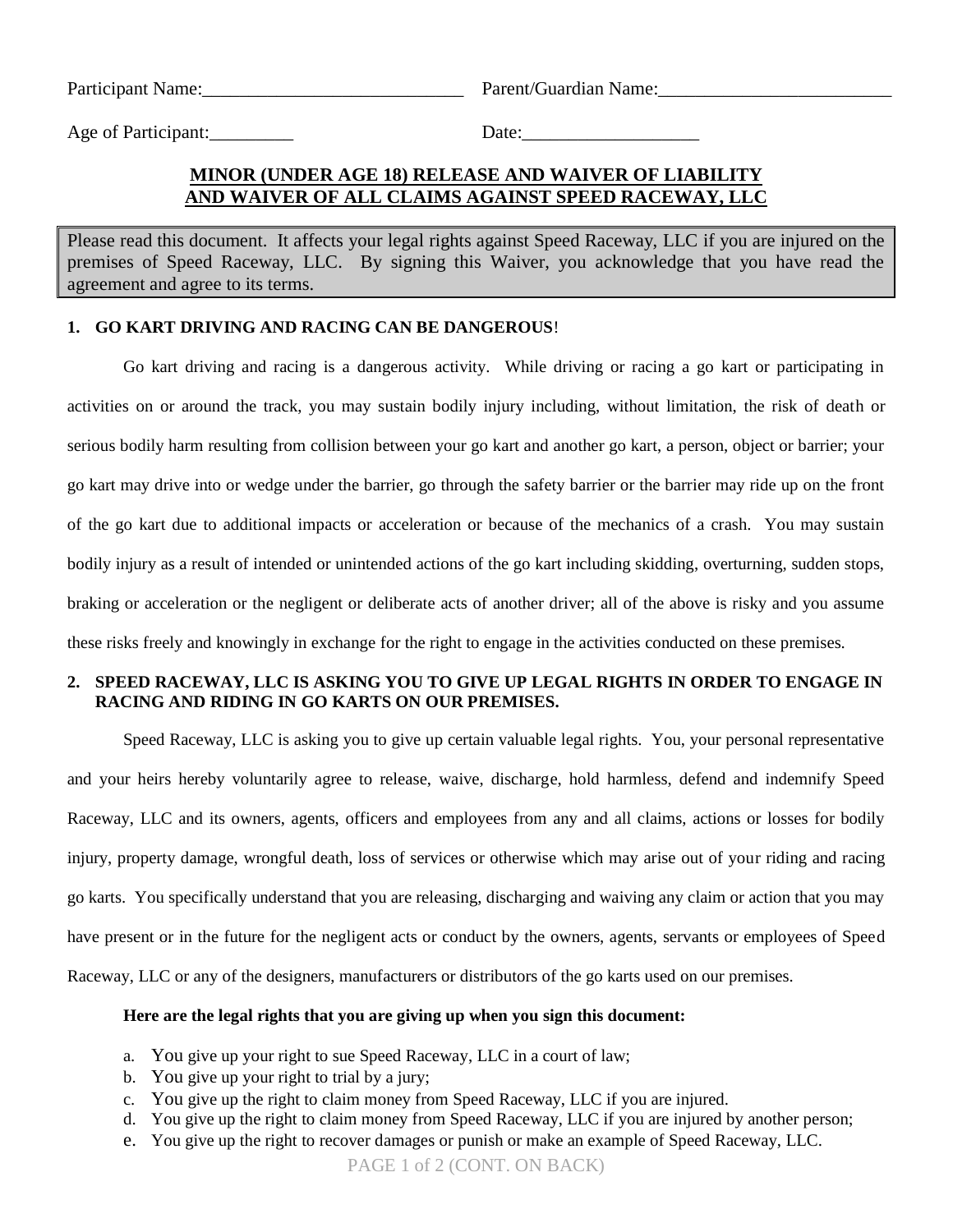Participant Name:____________________________ Parent/Guardian Name:_________________________

Age of Participant:_________ Date:___________________

## MINOR (UNDER AGE 18) RELEASE AND WAIVER OF LIABILITY AND WAIVER OF ALL CLAIMS AGAINST SPEED RACEWAY, LLC

Please read this document. It affects your legal rights against Speed Raceway, LLC if you are injured on the premises of Speed Raceway, LLC. By signing this Waiver, you acknowledge that you have read the agreement and agree to its terms.

### 1. GO KART DRIVING AND RACING CAN BE DANGEROUS!

Go kart driving and racing is a dangerous activity. While driving or racing a go kart or participating in activities on or around the track, you may sustain bodily injury including, without limitation, the risk of death or serious bodily harm resulting from collision between your go kart and another go kart, a person, object or barrier; your go kart may drive into or wedge under the barrier, go through the safety barrier or the barrier may ride up on the front of the go kart due to additional impacts or acceleration or because of the mechanics of a crash. You may sustain bodily injury as a result of intended or unintended actions of the go kart including skidding, overturning, sudden stops, braking or acceleration or the negligent or deliberate acts of another driver; all of the above is risky and you assume these risks freely and knowingly in exchange for the right to engage in the activities conducted on these premises.

### 2. SPEED RACEWAY, LLC IS ASKING YOU TO GIVE UP LEGAL RIGHTS IN ORDER TO ENGAGE IN RACING AND RIDING IN GO KARTS ON OUR PREMISES.

Speed Raceway, LLC is asking you to give up certain valuable legal rights. You, your personal representative and your heirs hereby voluntarily agree to release, waive, discharge, hold harmless, defend and indemnify Speed Raceway, LLC and its owners, agents, officers and employees from any and all claims, actions or losses for bodily injury, property damage, wrongful death, loss of services or otherwise which may arise out of your riding and racing go karts. You specifically understand that you are releasing, discharging and waiving any claim or action that you may have present or in the future for the negligent acts or conduct by the owners, agents, servants or employees of Speed Raceway, LLC or any of the designers, manufacturers or distributors of the go karts used on our premises.

**Here are the legal rights that you are giving up when you sign this document:**

a. You give up your right to sue Speed Raceway, LLC in a court of law;
b. You give up your right to trial by a jury;
c. You give up the right to claim money from Speed Raceway, LLC if you are injured.
d. You give up the right to claim money from Speed Raceway, LLC if you are injured by another person;
e. You give up the right to recover damages or punish or make an example of Speed Raceway, LLC.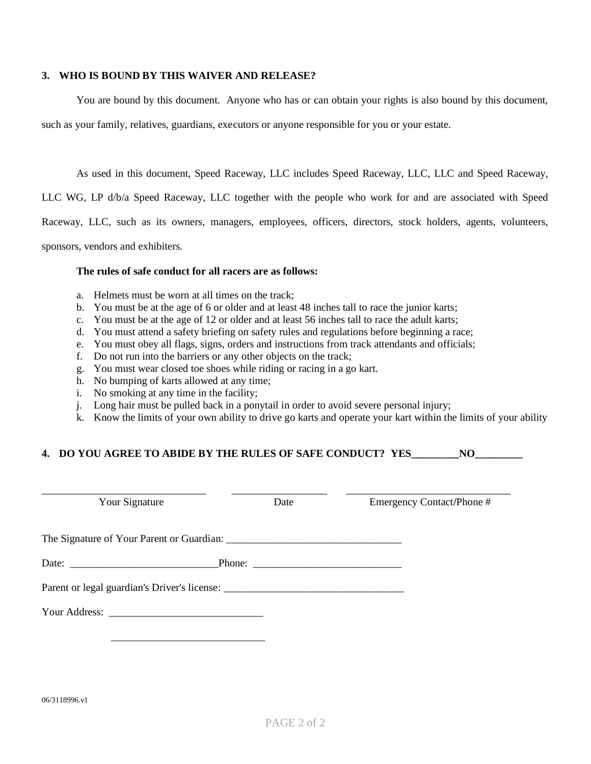### 3. WHO IS BOUND BY THIS WAIVER AND RELEASE?

You are bound by this document. Anyone who has or can obtain your rights is also bound by this document, such as your family, relatives, guardians, executors or anyone responsible for you or your estate.

As used in this document, Speed Raceway, LLC includes Speed Raceway, LLC, LLC and Speed Raceway, LLC WG, LP d/b/a Speed Raceway, LLC together with the people who work for and are associated with Speed Raceway, LLC, such as its owners, managers, employees, officers, directors, stock holders, agents, volunteers, sponsors, vendors and exhibiters.

**The rules of safe conduct for all racers are as follows:**

a. Helmets must be worn at all times on the track;
b. You must be at the age of 6 or older and at least 48 inches tall to race the junior karts;
c. You must be at the age of 12 or older and at least 56 inches tall to race the adult karts;
d. You must attend a safety briefing on safety rules and regulations before beginning a race;
e. You must obey all flags, signs, orders and instructions from track attendants and officials;
f. Do not run into the barriers or any other objects on the track;
g. You must wear closed toe shoes while riding or racing in a go kart.
h. No bumping of karts allowed at any time;
i. No smoking at any time in the facility;
j. Long hair must be pulled back in a ponytail in order to avoid severe personal injury;
k. Know the limits of your own ability to drive go karts and operate your kart within the limits of your ability

### 4. DO YOU AGREE TO ABIDE BY THE RULES OF SAFE CONDUCT? YES_________NO_________

| | | |
|---|---|---|
| _______________________________ | __________________ | _______________________________ |
| Your Signature | Date | Emergency Contact/Phone # |

The Signature of Your Parent or Guardian: _________________________________

Date: ____________________________Phone: ____________________________

Parent or legal guardian's Driver's license: __________________________________

Your Address: _____________________________

_____________________________

06/3118996.v1